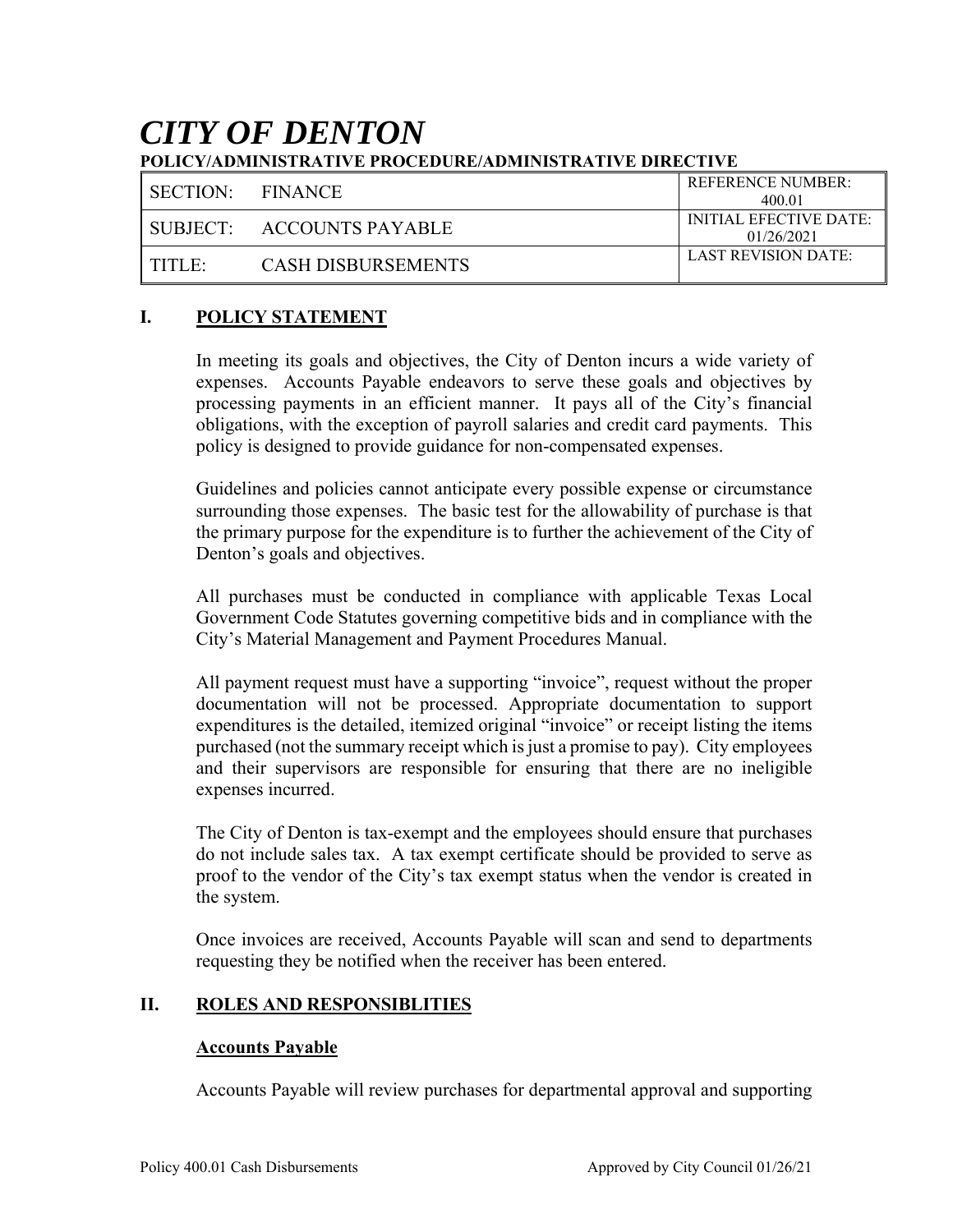# *CITY OF DENTON*

**POLICY/ADMINISTRATIVE PROCEDURE/ADMINISTRATIVE DIRECTIVE**

| SECTION: FINANCE | REFERENCE NUMBER: 400.01 |
|---|---|
| SUBJECT: ACCOUNTS PAYABLE | INITIAL EFECTIVE DATE: 01/26/2021 |
| TITLE: CASH DISBURSEMENTS | LAST REVISION DATE: |

## I. POLICY STATEMENT

In meeting its goals and objectives, the City of Denton incurs a wide variety of expenses. Accounts Payable endeavors to serve these goals and objectives by processing payments in an efficient manner. It pays all of the City's financial obligations, with the exception of payroll salaries and credit card payments. This policy is designed to provide guidance for non-compensated expenses.

Guidelines and policies cannot anticipate every possible expense or circumstance surrounding those expenses. The basic test for the allowability of purchase is that the primary purpose for the expenditure is to further the achievement of the City of Denton's goals and objectives.

All purchases must be conducted in compliance with applicable Texas Local Government Code Statutes governing competitive bids and in compliance with the City's Material Management and Payment Procedures Manual.

All payment request must have a supporting "invoice", request without the proper documentation will not be processed. Appropriate documentation to support expenditures is the detailed, itemized original "invoice" or receipt listing the items purchased (not the summary receipt which is just a promise to pay). City employees and their supervisors are responsible for ensuring that there are no ineligible expenses incurred.

The City of Denton is tax-exempt and the employees should ensure that purchases do not include sales tax. A tax exempt certificate should be provided to serve as proof to the vendor of the City's tax exempt status when the vendor is created in the system.

Once invoices are received, Accounts Payable will scan and send to departments requesting they be notified when the receiver has been entered.

## II. ROLES AND RESPONSIBLITIES

### Accounts Payable

Accounts Payable will review purchases for departmental approval and supporting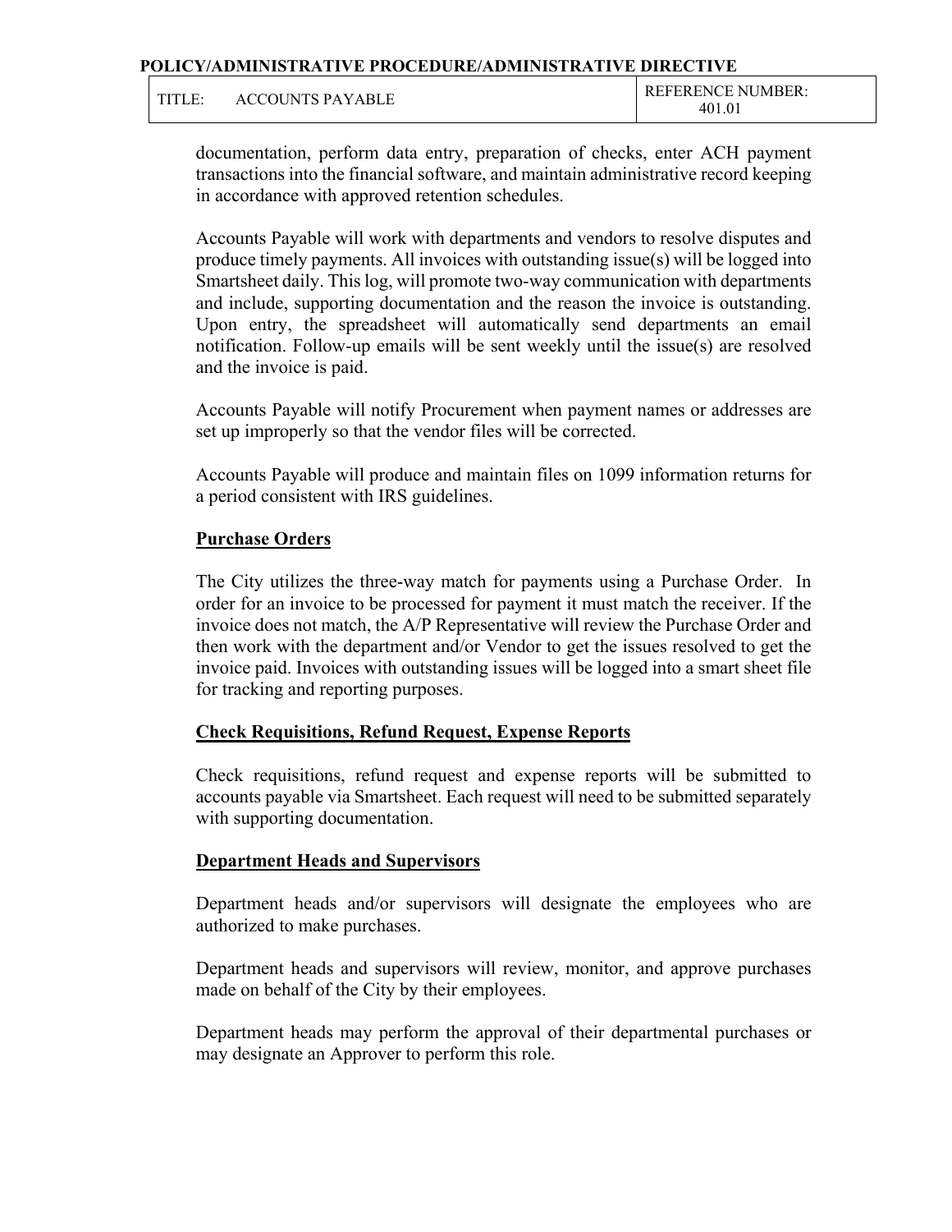documentation, perform data entry, preparation of checks, enter ACH payment transactions into the financial software, and maintain administrative record keeping in accordance with approved retention schedules.

Accounts Payable will work with departments and vendors to resolve disputes and produce timely payments. All invoices with outstanding issue(s) will be logged into Smartsheet daily. This log, will promote two-way communication with departments and include, supporting documentation and the reason the invoice is outstanding. Upon entry, the spreadsheet will automatically send departments an email notification. Follow-up emails will be sent weekly until the issue(s) are resolved and the invoice is paid.

Accounts Payable will notify Procurement when payment names or addresses are set up improperly so that the vendor files will be corrected.

Accounts Payable will produce and maintain files on 1099 information returns for a period consistent with IRS guidelines.

## Purchase Orders

The City utilizes the three-way match for payments using a Purchase Order. In order for an invoice to be processed for payment it must match the receiver. If the invoice does not match, the A/P Representative will review the Purchase Order and then work with the department and/or Vendor to get the issues resolved to get the invoice paid. Invoices with outstanding issues will be logged into a smart sheet file for tracking and reporting purposes.

## Check Requisitions, Refund Request, Expense Reports

Check requisitions, refund request and expense reports will be submitted to accounts payable via Smartsheet. Each request will need to be submitted separately with supporting documentation.

## Department Heads and Supervisors

Department heads and/or supervisors will designate the employees who are authorized to make purchases.

Department heads and supervisors will review, monitor, and approve purchases made on behalf of the City by their employees.

Department heads may perform the approval of their departmental purchases or may designate an Approver to perform this role.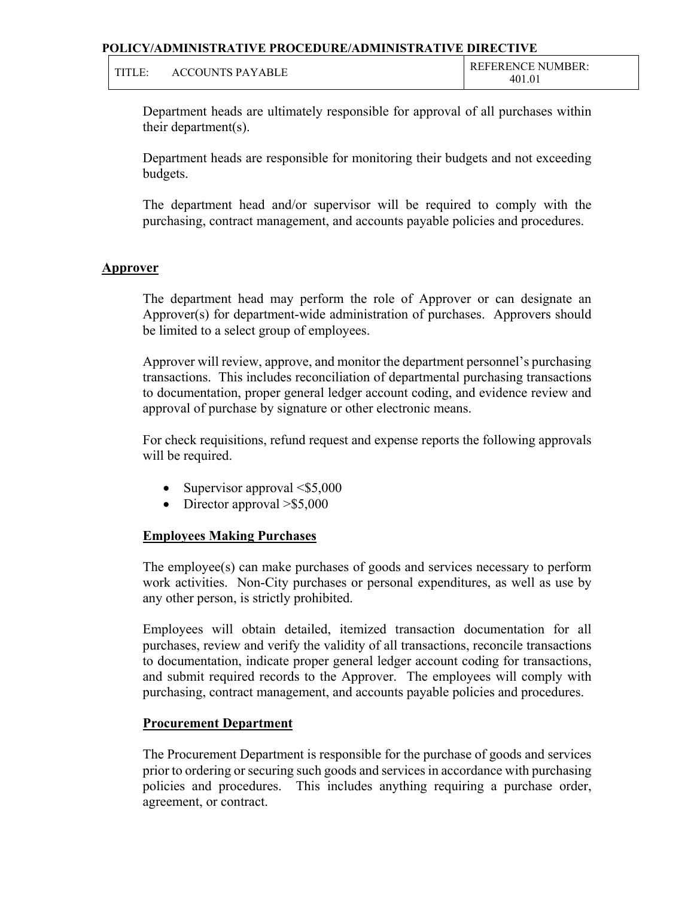Department heads are ultimately responsible for approval of all purchases within their department(s).

Department heads are responsible for monitoring their budgets and not exceeding budgets.

The department head and/or supervisor will be required to comply with the purchasing, contract management, and accounts payable policies and procedures.

## Approver

The department head may perform the role of Approver or can designate an Approver(s) for department-wide administration of purchases. Approvers should be limited to a select group of employees.

Approver will review, approve, and monitor the department personnel's purchasing transactions. This includes reconciliation of departmental purchasing transactions to documentation, proper general ledger account coding, and evidence review and approval of purchase by signature or other electronic means.

For check requisitions, refund request and expense reports the following approvals will be required.

- Supervisor approval <$5,000
- Director approval >$5,000

### Employees Making Purchases

The employee(s) can make purchases of goods and services necessary to perform work activities. Non-City purchases or personal expenditures, as well as use by any other person, is strictly prohibited.

Employees will obtain detailed, itemized transaction documentation for all purchases, review and verify the validity of all transactions, reconcile transactions to documentation, indicate proper general ledger account coding for transactions, and submit required records to the Approver. The employees will comply with purchasing, contract management, and accounts payable policies and procedures.

### Procurement Department

The Procurement Department is responsible for the purchase of goods and services prior to ordering or securing such goods and services in accordance with purchasing policies and procedures. This includes anything requiring a purchase order, agreement, or contract.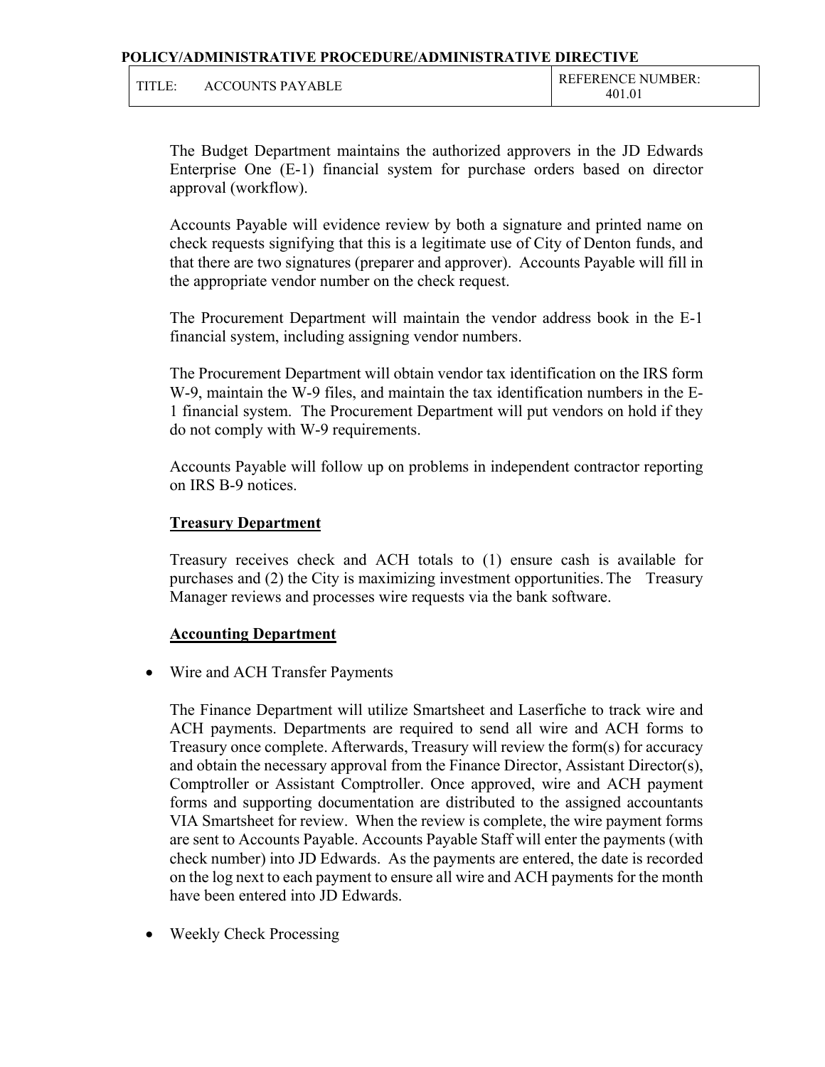The Budget Department maintains the authorized approvers in the JD Edwards Enterprise One (E-1) financial system for purchase orders based on director approval (workflow).

Accounts Payable will evidence review by both a signature and printed name on check requests signifying that this is a legitimate use of City of Denton funds, and that there are two signatures (preparer and approver). Accounts Payable will fill in the appropriate vendor number on the check request.

The Procurement Department will maintain the vendor address book in the E-1 financial system, including assigning vendor numbers.

The Procurement Department will obtain vendor tax identification on the IRS form W-9, maintain the W-9 files, and maintain the tax identification numbers in the E-1 financial system. The Procurement Department will put vendors on hold if they do not comply with W-9 requirements.

Accounts Payable will follow up on problems in independent contractor reporting on IRS B-9 notices.

**Treasury Department**

Treasury receives check and ACH totals to (1) ensure cash is available for purchases and (2) the City is maximizing investment opportunities. The Treasury Manager reviews and processes wire requests via the bank software.

**Accounting Department**

- Wire and ACH Transfer Payments

  The Finance Department will utilize Smartsheet and Laserfiche to track wire and ACH payments. Departments are required to send all wire and ACH forms to Treasury once complete. Afterwards, Treasury will review the form(s) for accuracy and obtain the necessary approval from the Finance Director, Assistant Director(s), Comptroller or Assistant Comptroller. Once approved, wire and ACH payment forms and supporting documentation are distributed to the assigned accountants VIA Smartsheet for review. When the review is complete, the wire payment forms are sent to Accounts Payable. Accounts Payable Staff will enter the payments (with check number) into JD Edwards. As the payments are entered, the date is recorded on the log next to each payment to ensure all wire and ACH payments for the month have been entered into JD Edwards.

- Weekly Check Processing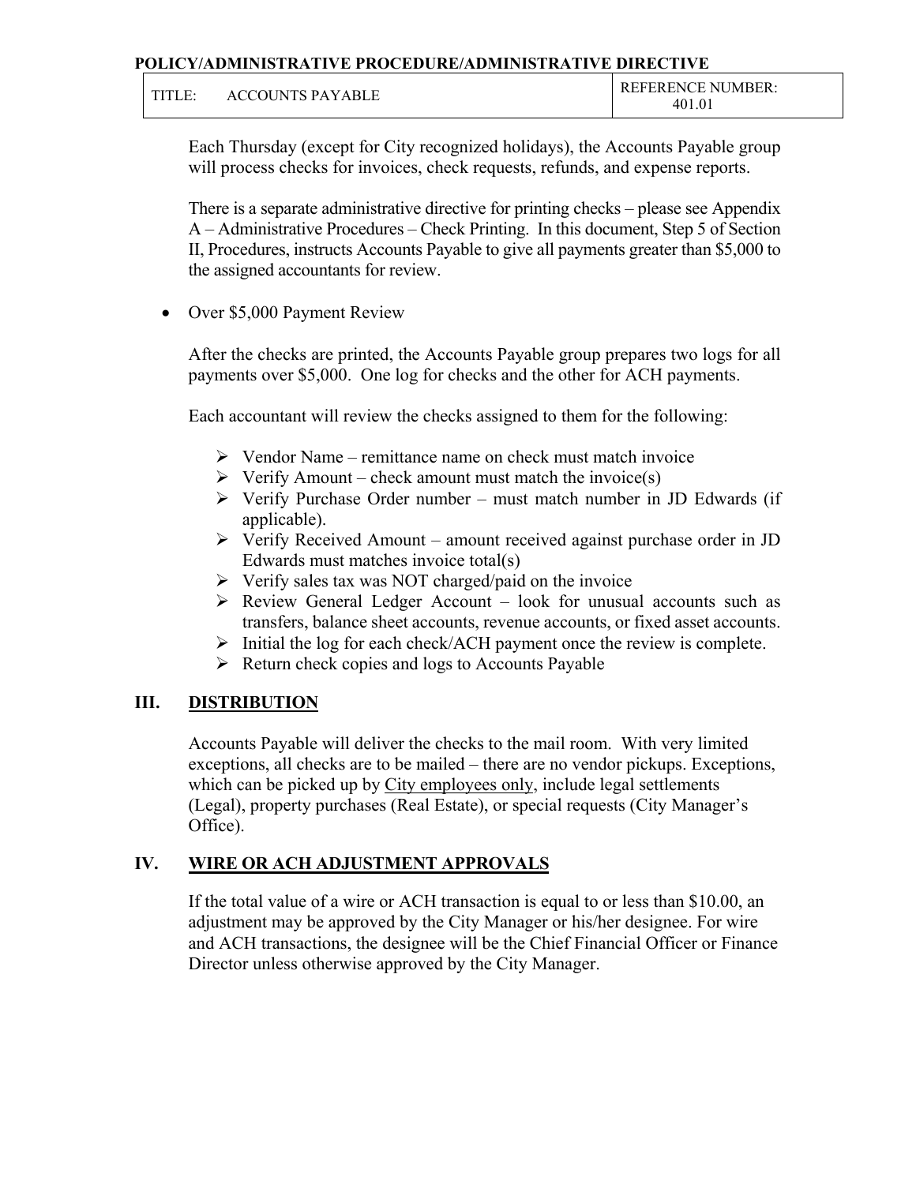Each Thursday (except for City recognized holidays), the Accounts Payable group will process checks for invoices, check requests, refunds, and expense reports.

There is a separate administrative directive for printing checks – please see Appendix A – Administrative Procedures – Check Printing. In this document, Step 5 of Section II, Procedures, instructs Accounts Payable to give all payments greater than $5,000 to the assigned accountants for review.

- Over $5,000 Payment Review

  After the checks are printed, the Accounts Payable group prepares two logs for all payments over $5,000. One log for checks and the other for ACH payments.

  Each accountant will review the checks assigned to them for the following:

  - Vendor Name – remittance name on check must match invoice
  - Verify Amount – check amount must match the invoice(s)
  - Verify Purchase Order number – must match number in JD Edwards (if applicable).
  - Verify Received Amount – amount received against purchase order in JD Edwards must matches invoice total(s)
  - Verify sales tax was NOT charged/paid on the invoice
  - Review General Ledger Account – look for unusual accounts such as transfers, balance sheet accounts, revenue accounts, or fixed asset accounts.
  - Initial the log for each check/ACH payment once the review is complete.
  - Return check copies and logs to Accounts Payable

## III. DISTRIBUTION

Accounts Payable will deliver the checks to the mail room. With very limited exceptions, all checks are to be mailed – there are no vendor pickups. Exceptions, which can be picked up by City employees only, include legal settlements (Legal), property purchases (Real Estate), or special requests (City Manager's Office).

## IV. WIRE OR ACH ADJUSTMENT APPROVALS

If the total value of a wire or ACH transaction is equal to or less than $10.00, an adjustment may be approved by the City Manager or his/her designee. For wire and ACH transactions, the designee will be the Chief Financial Officer or Finance Director unless otherwise approved by the City Manager.